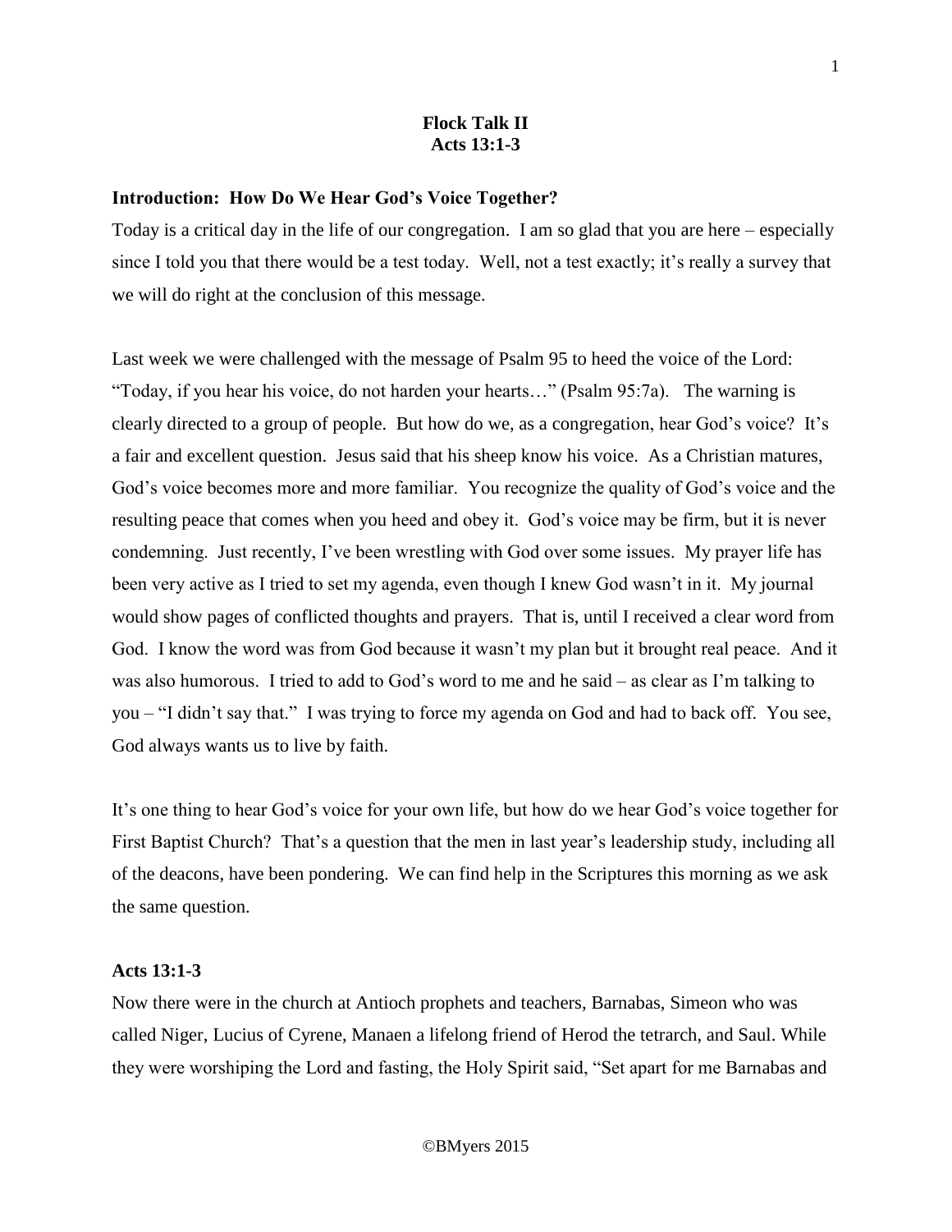# Flock Talk II
## Acts 13:1-3

### Introduction: How Do We Hear God's Voice Together?

Today is a critical day in the life of our congregation. I am so glad that you are here – especially since I told you that there would be a test today. Well, not a test exactly; it's really a survey that we will do right at the conclusion of this message.

Last week we were challenged with the message of Psalm 95 to heed the voice of the Lord: "Today, if you hear his voice, do not harden your hearts…" (Psalm 95:7a). The warning is clearly directed to a group of people. But how do we, as a congregation, hear God's voice? It's a fair and excellent question. Jesus said that his sheep know his voice. As a Christian matures, God's voice becomes more and more familiar. You recognize the quality of God's voice and the resulting peace that comes when you heed and obey it. God's voice may be firm, but it is never condemning. Just recently, I've been wrestling with God over some issues. My prayer life has been very active as I tried to set my agenda, even though I knew God wasn't in it. My journal would show pages of conflicted thoughts and prayers. That is, until I received a clear word from God. I know the word was from God because it wasn't my plan but it brought real peace. And it was also humorous. I tried to add to God's word to me and he said – as clear as I'm talking to you – "I didn't say that." I was trying to force my agenda on God and had to back off. You see, God always wants us to live by faith.

It's one thing to hear God's voice for your own life, but how do we hear God's voice together for First Baptist Church? That's a question that the men in last year's leadership study, including all of the deacons, have been pondering. We can find help in the Scriptures this morning as we ask the same question.

### Acts 13:1-3

Now there were in the church at Antioch prophets and teachers, Barnabas, Simeon who was called Niger, Lucius of Cyrene, Manaen a lifelong friend of Herod the tetrarch, and Saul. While they were worshiping the Lord and fasting, the Holy Spirit said, "Set apart for me Barnabas and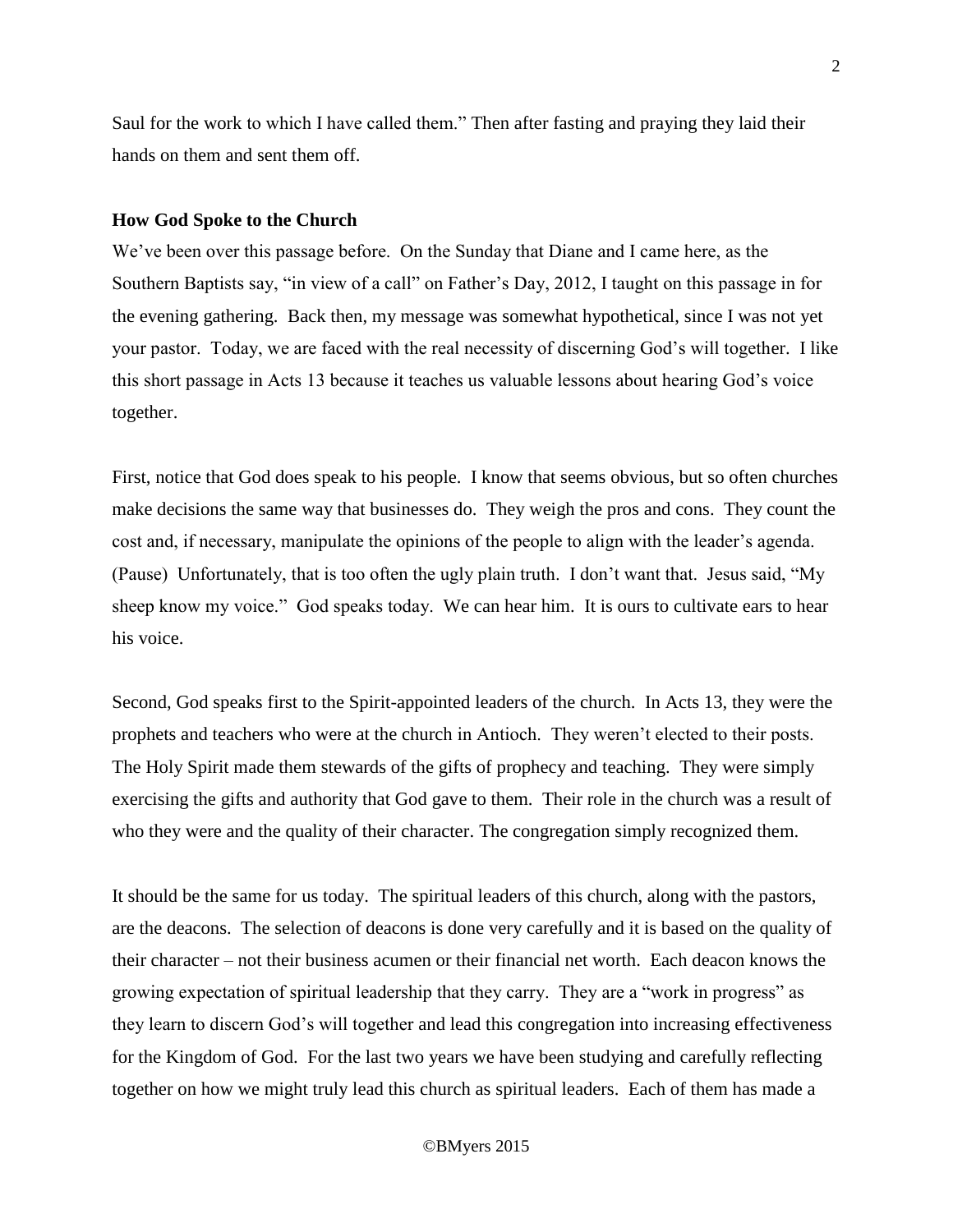Saul for the work to which I have called them." Then after fasting and praying they laid their hands on them and sent them off.

**How God Spoke to the Church**

We've been over this passage before. On the Sunday that Diane and I came here, as the Southern Baptists say, "in view of a call" on Father's Day, 2012, I taught on this passage in for the evening gathering. Back then, my message was somewhat hypothetical, since I was not yet your pastor. Today, we are faced with the real necessity of discerning God's will together. I like this short passage in Acts 13 because it teaches us valuable lessons about hearing God's voice together.

First, notice that God does speak to his people. I know that seems obvious, but so often churches make decisions the same way that businesses do. They weigh the pros and cons. They count the cost and, if necessary, manipulate the opinions of the people to align with the leader's agenda. (Pause) Unfortunately, that is too often the ugly plain truth. I don't want that. Jesus said, "My sheep know my voice." God speaks today. We can hear him. It is ours to cultivate ears to hear his voice.

Second, God speaks first to the Spirit-appointed leaders of the church. In Acts 13, they were the prophets and teachers who were at the church in Antioch. They weren't elected to their posts. The Holy Spirit made them stewards of the gifts of prophecy and teaching. They were simply exercising the gifts and authority that God gave to them. Their role in the church was a result of who they were and the quality of their character. The congregation simply recognized them.

It should be the same for us today. The spiritual leaders of this church, along with the pastors, are the deacons. The selection of deacons is done very carefully and it is based on the quality of their character – not their business acumen or their financial net worth. Each deacon knows the growing expectation of spiritual leadership that they carry. They are a "work in progress" as they learn to discern God's will together and lead this congregation into increasing effectiveness for the Kingdom of God. For the last two years we have been studying and carefully reflecting together on how we might truly lead this church as spiritual leaders. Each of them has made a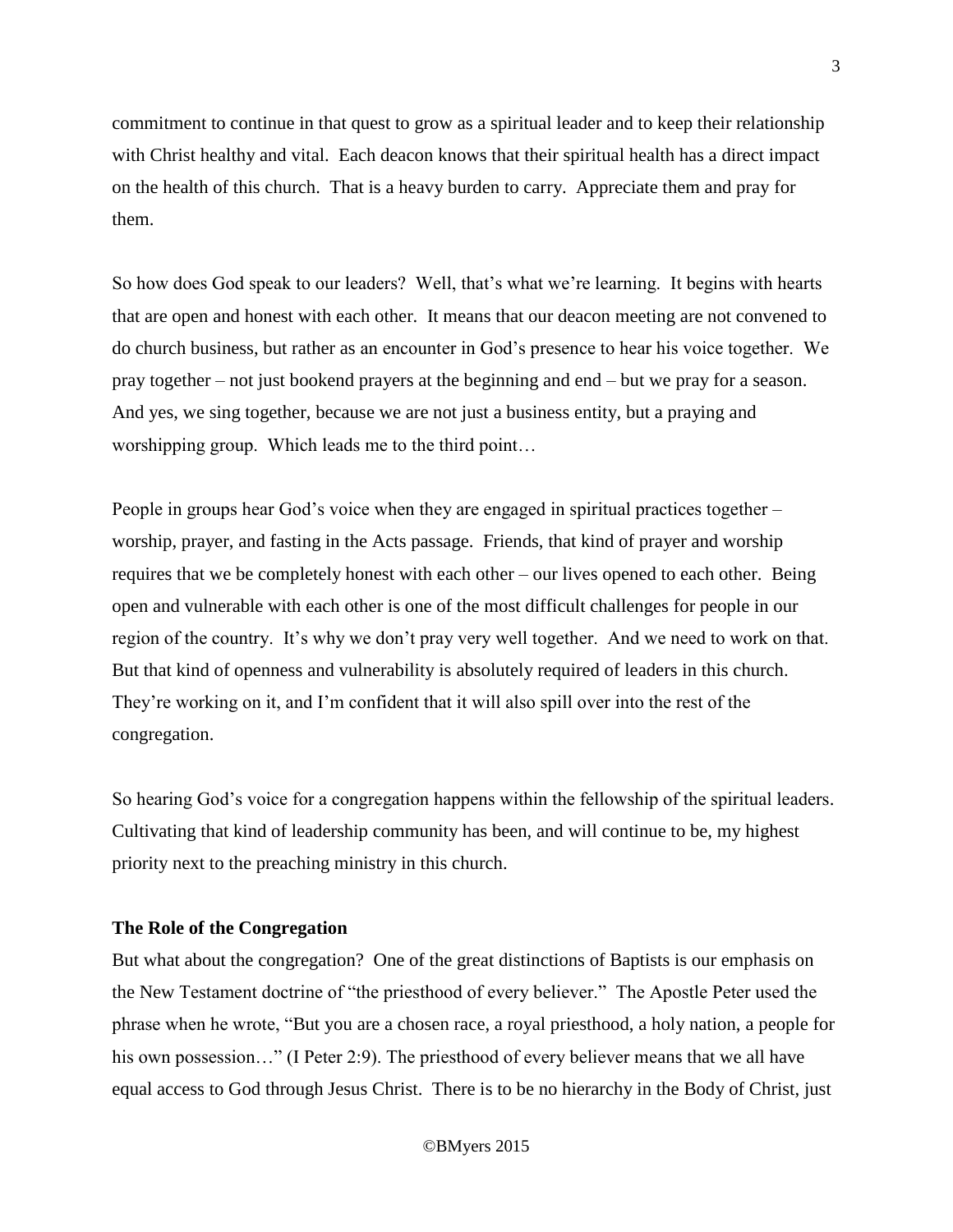commitment to continue in that quest to grow as a spiritual leader and to keep their relationship with Christ healthy and vital. Each deacon knows that their spiritual health has a direct impact on the health of this church. That is a heavy burden to carry. Appreciate them and pray for them.

So how does God speak to our leaders? Well, that's what we're learning. It begins with hearts that are open and honest with each other. It means that our deacon meeting are not convened to do church business, but rather as an encounter in God's presence to hear his voice together. We pray together – not just bookend prayers at the beginning and end – but we pray for a season. And yes, we sing together, because we are not just a business entity, but a praying and worshipping group. Which leads me to the third point…

People in groups hear God's voice when they are engaged in spiritual practices together – worship, prayer, and fasting in the Acts passage. Friends, that kind of prayer and worship requires that we be completely honest with each other – our lives opened to each other. Being open and vulnerable with each other is one of the most difficult challenges for people in our region of the country. It's why we don't pray very well together. And we need to work on that. But that kind of openness and vulnerability is absolutely required of leaders in this church. They're working on it, and I'm confident that it will also spill over into the rest of the congregation.

So hearing God's voice for a congregation happens within the fellowship of the spiritual leaders. Cultivating that kind of leadership community has been, and will continue to be, my highest priority next to the preaching ministry in this church.

**The Role of the Congregation**

But what about the congregation? One of the great distinctions of Baptists is our emphasis on the New Testament doctrine of "the priesthood of every believer." The Apostle Peter used the phrase when he wrote, "But you are a chosen race, a royal priesthood, a holy nation, a people for his own possession…" (I Peter 2:9). The priesthood of every believer means that we all have equal access to God through Jesus Christ. There is to be no hierarchy in the Body of Christ, just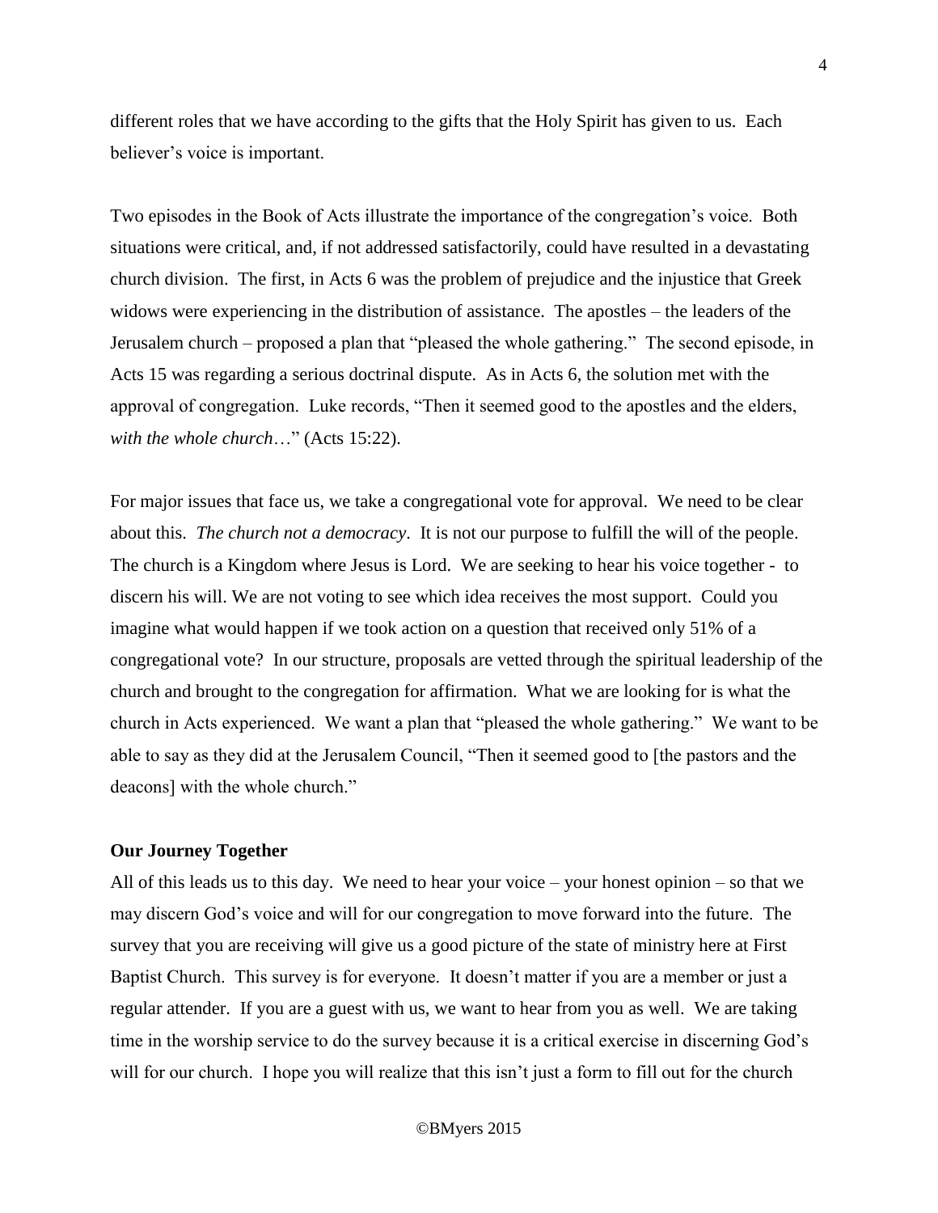different roles that we have according to the gifts that the Holy Spirit has given to us. Each believer's voice is important.

Two episodes in the Book of Acts illustrate the importance of the congregation's voice. Both situations were critical, and, if not addressed satisfactorily, could have resulted in a devastating church division. The first, in Acts 6 was the problem of prejudice and the injustice that Greek widows were experiencing in the distribution of assistance. The apostles – the leaders of the Jerusalem church – proposed a plan that "pleased the whole gathering." The second episode, in Acts 15 was regarding a serious doctrinal dispute. As in Acts 6, the solution met with the approval of congregation. Luke records, "Then it seemed good to the apostles and the elders, *with the whole church*…" (Acts 15:22).

For major issues that face us, we take a congregational vote for approval. We need to be clear about this. *The church not a democracy*. It is not our purpose to fulfill the will of the people. The church is a Kingdom where Jesus is Lord. We are seeking to hear his voice together - to discern his will. We are not voting to see which idea receives the most support. Could you imagine what would happen if we took action on a question that received only 51% of a congregational vote? In our structure, proposals are vetted through the spiritual leadership of the church and brought to the congregation for affirmation. What we are looking for is what the church in Acts experienced. We want a plan that "pleased the whole gathering." We want to be able to say as they did at the Jerusalem Council, "Then it seemed good to [the pastors and the deacons] with the whole church."

**Our Journey Together**

All of this leads us to this day. We need to hear your voice – your honest opinion – so that we may discern God's voice and will for our congregation to move forward into the future. The survey that you are receiving will give us a good picture of the state of ministry here at First Baptist Church. This survey is for everyone. It doesn't matter if you are a member or just a regular attender. If you are a guest with us, we want to hear from you as well. We are taking time in the worship service to do the survey because it is a critical exercise in discerning God's will for our church. I hope you will realize that this isn't just a form to fill out for the church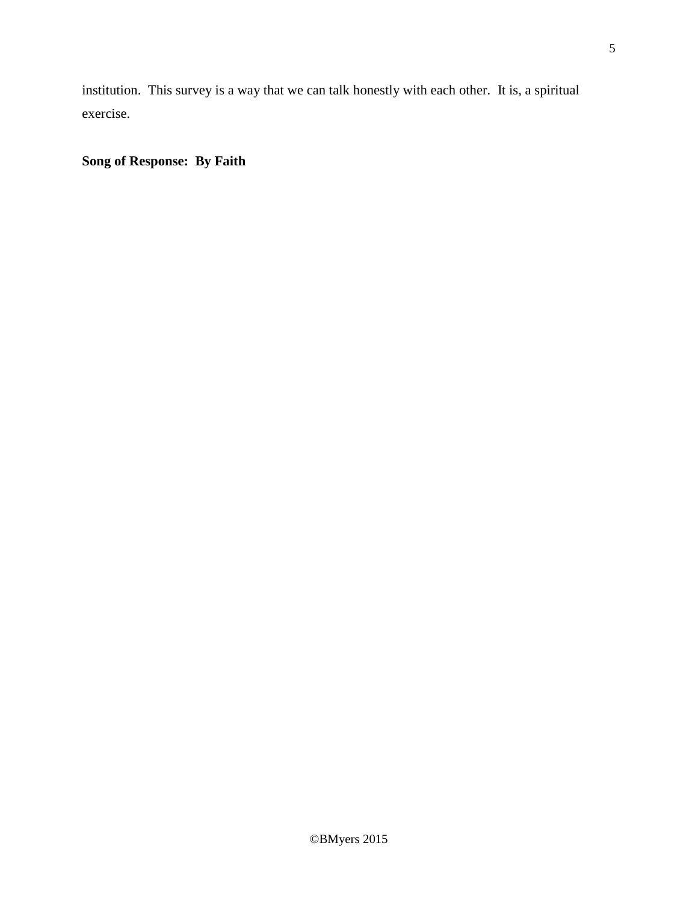institution. This survey is a way that we can talk honestly with each other. It is, a spiritual exercise.

**Song of Response: By Faith**